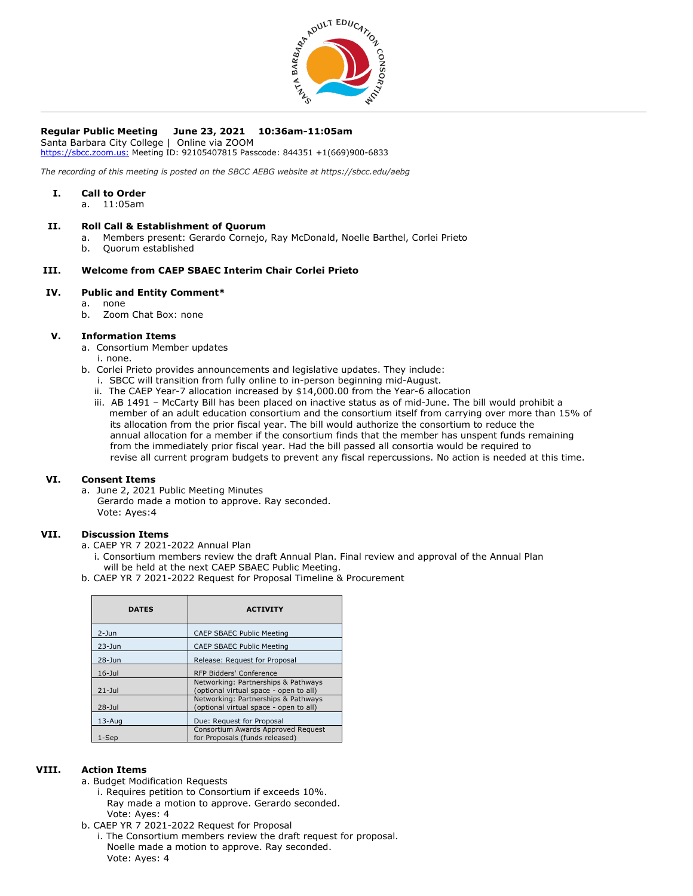**Regular Public Meeting June 23, 2021 10:36am-11:05am**
Santa Barbara City College | Online via ZOOM
https://sbcc.zoom.us: Meeting ID: 92105407815 Passcode: 844351 +1(669)900-6833

*The recording of this meeting is posted on the SBCC AEBG website at https://sbcc.edu/aebg*

## I. Call to Order

a. 11:05am

## II. Roll Call & Establishment of Quorum

a. Members present: Gerardo Cornejo, Ray McDonald, Noelle Barthel, Corlei Prieto
b. Quorum established

## III. Welcome from CAEP SBAEC Interim Chair Corlei Prieto

## IV. Public and Entity Comment*

a. none
b. Zoom Chat Box: none

## V. Information Items

a. Consortium Member updates
  i. none.
b. Corlei Prieto provides announcements and legislative updates. They include:
  i. SBCC will transition from fully online to in-person beginning mid-August.
  ii. The CAEP Year-7 allocation increased by $14,000.00 from the Year-6 allocation
  iii. AB 1491 – McCarty Bill has been placed on inactive status as of mid-June. The bill would prohibit a member of an adult education consortium and the consortium itself from carrying over more than 15% of its allocation from the prior fiscal year. The bill would authorize the consortium to reduce the annual allocation for a member if the consortium finds that the member has unspent funds remaining from the immediately prior fiscal year. Had the bill passed all consortia would be required to revise all current program budgets to prevent any fiscal repercussions. No action is needed at this time.

## VI. Consent Items

a. June 2, 2021 Public Meeting Minutes
  Gerardo made a motion to approve. Ray seconded.
  Vote: Ayes:4

## VII. Discussion Items

a. CAEP YR 7 2021-2022 Annual Plan
  i. Consortium members review the draft Annual Plan. Final review and approval of the Annual Plan will be held at the next CAEP SBAEC Public Meeting.
b. CAEP YR 7 2021-2022 Request for Proposal Timeline & Procurement

| DATES | ACTIVITY |
| --- | --- |
| 2-Jun | CAEP SBAEC Public Meeting |
| 23-Jun | CAEP SBAEC Public Meeting |
| 28-Jun | Release: Request for Proposal |
| 16-Jul | RFP Bidders' Conference |
| 21-Jul | Networking: Partnerships & Pathways (optional virtual space - open to all) |
| 28-Jul | Networking: Partnerships & Pathways (optional virtual space - open to all) |
| 13-Aug | Due: Request for Proposal |
| 1-Sep | Consortium Awards Approved Request for Proposals (funds released) |

## VIII. Action Items

a. Budget Modification Requests
  i. Requires petition to Consortium if exceeds 10%.
    Ray made a motion to approve. Gerardo seconded.
    Vote: Ayes: 4
b. CAEP YR 7 2021-2022 Request for Proposal
  i. The Consortium members review the draft request for proposal.
    Noelle made a motion to approve. Ray seconded.
    Vote: Ayes: 4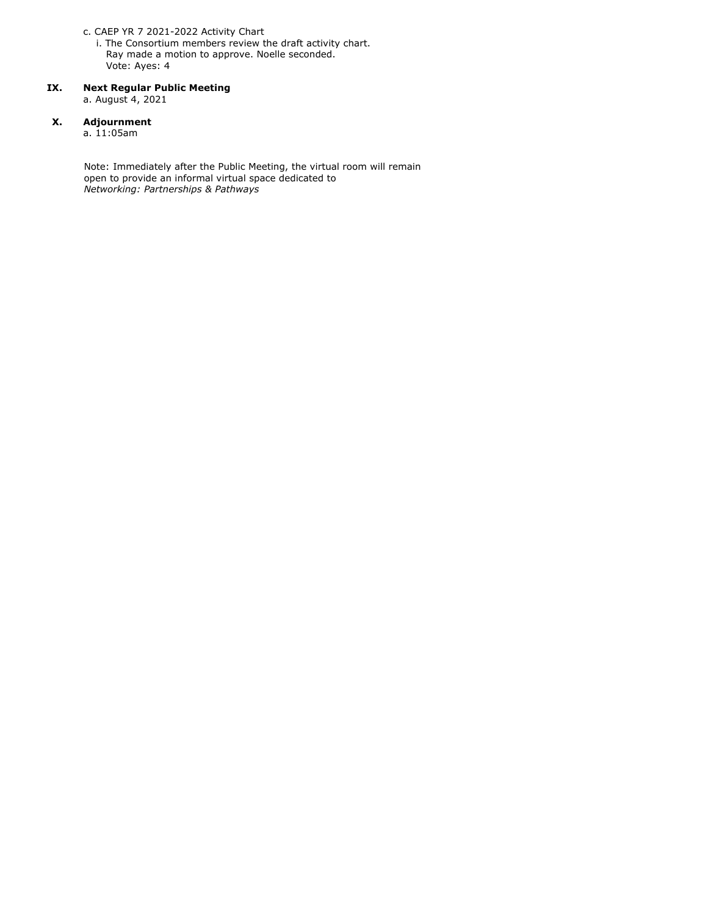c. CAEP YR 7 2021-2022 Activity Chart

   i. The Consortium members review the draft activity chart.
      Ray made a motion to approve. Noelle seconded.
      Vote: Ayes: 4

**IX. Next Regular Public Meeting**

a. August 4, 2021

**X. Adjournment**

a. 11:05am

Note: Immediately after the Public Meeting, the virtual room will remain open to provide an informal virtual space dedicated to *Networking: Partnerships & Pathways*